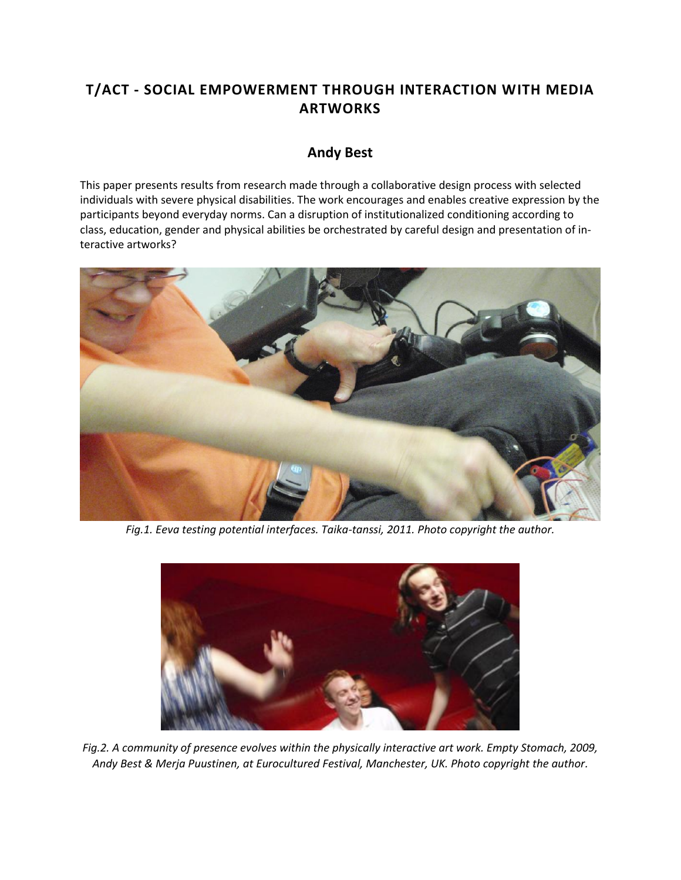# T/ACT - SOCIAL EMPOWERMENT THROUGH INTERACTION WITH MEDIA ARTWORKS

## Andy Best

This paper presents results from research made through a collaborative design process with selected individuals with severe physical disabilities. The work encourages and enables creative expression by the participants beyond everyday norms. Can a disruption of institutionalized conditioning according to class, education, gender and physical abilities be orchestrated by careful design and presentation of interactive artworks?

*Fig.1. Eeva testing potential interfaces. Taika-tanssi, 2011. Photo copyright the author.*

*Fig.2. A community of presence evolves within the physically interactive art work. Empty Stomach, 2009, Andy Best & Merja Puustinen, at Eurocultured Festival, Manchester, UK. Photo copyright the author.*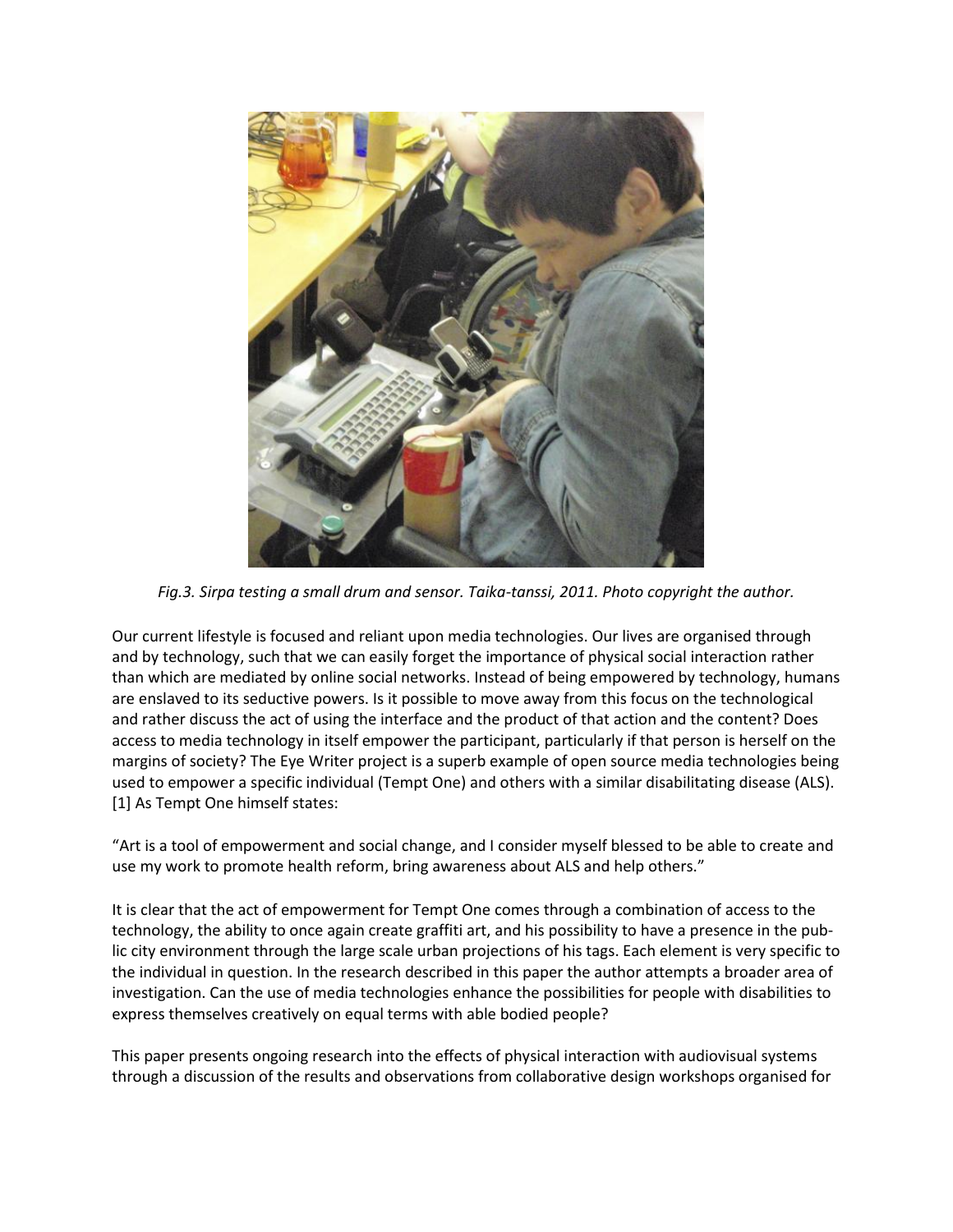*Fig.3. Sirpa testing a small drum and sensor. Taika-tanssi, 2011. Photo copyright the author.*

Our current lifestyle is focused and reliant upon media technologies. Our lives are organised through and by technology, such that we can easily forget the importance of physical social interaction rather than which are mediated by online social networks. Instead of being empowered by technology, humans are enslaved to its seductive powers. Is it possible to move away from this focus on the technological and rather discuss the act of using the interface and the product of that action and the content? Does access to media technology in itself empower the participant, particularly if that person is herself on the margins of society? The Eye Writer project is a superb example of open source media technologies being used to empower a specific individual (Tempt One) and others with a similar disabilitating disease (ALS). [1] As Tempt One himself states:

"Art is a tool of empowerment and social change, and I consider myself blessed to be able to create and use my work to promote health reform, bring awareness about ALS and help others."

It is clear that the act of empowerment for Tempt One comes through a combination of access to the technology, the ability to once again create graffiti art, and his possibility to have a presence in the public city environment through the large scale urban projections of his tags. Each element is very specific to the individual in question. In the research described in this paper the author attempts a broader area of investigation. Can the use of media technologies enhance the possibilities for people with disabilities to express themselves creatively on equal terms with able bodied people?

This paper presents ongoing research into the effects of physical interaction with audiovisual systems through a discussion of the results and observations from collaborative design workshops organised for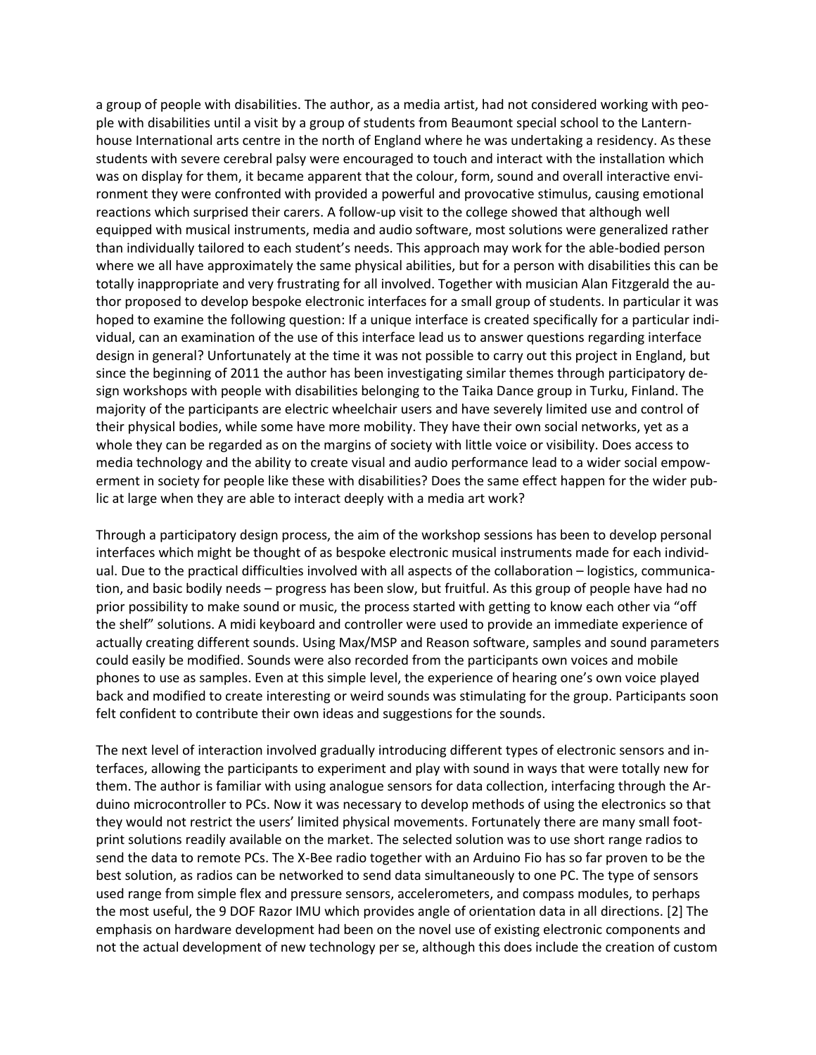a group of people with disabilities. The author, as a media artist, had not considered working with people with disabilities until a visit by a group of students from Beaumont special school to the Lanternhouse International arts centre in the north of England where he was undertaking a residency. As these students with severe cerebral palsy were encouraged to touch and interact with the installation which was on display for them, it became apparent that the colour, form, sound and overall interactive environment they were confronted with provided a powerful and provocative stimulus, causing emotional reactions which surprised their carers. A follow-up visit to the college showed that although well equipped with musical instruments, media and audio software, most solutions were generalized rather than individually tailored to each student's needs. This approach may work for the able-bodied person where we all have approximately the same physical abilities, but for a person with disabilities this can be totally inappropriate and very frustrating for all involved. Together with musician Alan Fitzgerald the author proposed to develop bespoke electronic interfaces for a small group of students. In particular it was hoped to examine the following question: If a unique interface is created specifically for a particular individual, can an examination of the use of this interface lead us to answer questions regarding interface design in general? Unfortunately at the time it was not possible to carry out this project in England, but since the beginning of 2011 the author has been investigating similar themes through participatory design workshops with people with disabilities belonging to the Taika Dance group in Turku, Finland. The majority of the participants are electric wheelchair users and have severely limited use and control of their physical bodies, while some have more mobility. They have their own social networks, yet as a whole they can be regarded as on the margins of society with little voice or visibility. Does access to media technology and the ability to create visual and audio performance lead to a wider social empowerment in society for people like these with disabilities? Does the same effect happen for the wider public at large when they are able to interact deeply with a media art work?

Through a participatory design process, the aim of the workshop sessions has been to develop personal interfaces which might be thought of as bespoke electronic musical instruments made for each individual. Due to the practical difficulties involved with all aspects of the collaboration – logistics, communication, and basic bodily needs – progress has been slow, but fruitful. As this group of people have had no prior possibility to make sound or music, the process started with getting to know each other via "off the shelf" solutions. A midi keyboard and controller were used to provide an immediate experience of actually creating different sounds. Using Max/MSP and Reason software, samples and sound parameters could easily be modified. Sounds were also recorded from the participants own voices and mobile phones to use as samples. Even at this simple level, the experience of hearing one's own voice played back and modified to create interesting or weird sounds was stimulating for the group. Participants soon felt confident to contribute their own ideas and suggestions for the sounds.

The next level of interaction involved gradually introducing different types of electronic sensors and interfaces, allowing the participants to experiment and play with sound in ways that were totally new for them. The author is familiar with using analogue sensors for data collection, interfacing through the Arduino microcontroller to PCs. Now it was necessary to develop methods of using the electronics so that they would not restrict the users' limited physical movements. Fortunately there are many small footprint solutions readily available on the market. The selected solution was to use short range radios to send the data to remote PCs. The X-Bee radio together with an Arduino Fio has so far proven to be the best solution, as radios can be networked to send data simultaneously to one PC. The type of sensors used range from simple flex and pressure sensors, accelerometers, and compass modules, to perhaps the most useful, the 9 DOF Razor IMU which provides angle of orientation data in all directions. [2] The emphasis on hardware development had been on the novel use of existing electronic components and not the actual development of new technology per se, although this does include the creation of custom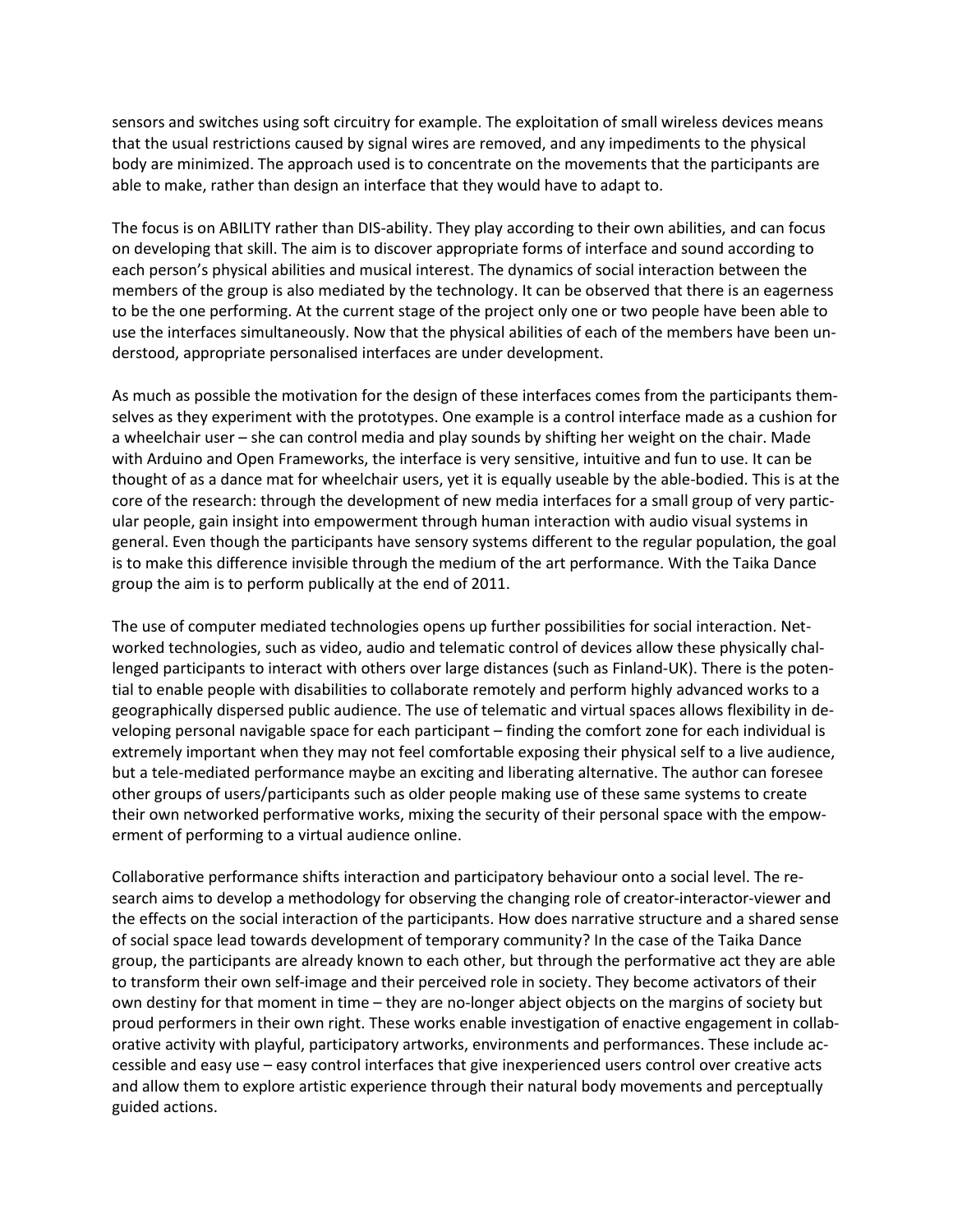sensors and switches using soft circuitry for example. The exploitation of small wireless devices means that the usual restrictions caused by signal wires are removed, and any impediments to the physical body are minimized. The approach used is to concentrate on the movements that the participants are able to make, rather than design an interface that they would have to adapt to.

The focus is on ABILITY rather than DIS-ability. They play according to their own abilities, and can focus on developing that skill. The aim is to discover appropriate forms of interface and sound according to each person's physical abilities and musical interest. The dynamics of social interaction between the members of the group is also mediated by the technology. It can be observed that there is an eagerness to be the one performing. At the current stage of the project only one or two people have been able to use the interfaces simultaneously. Now that the physical abilities of each of the members have been understood, appropriate personalised interfaces are under development.

As much as possible the motivation for the design of these interfaces comes from the participants themselves as they experiment with the prototypes. One example is a control interface made as a cushion for a wheelchair user – she can control media and play sounds by shifting her weight on the chair. Made with Arduino and Open Frameworks, the interface is very sensitive, intuitive and fun to use. It can be thought of as a dance mat for wheelchair users, yet it is equally useable by the able-bodied. This is at the core of the research: through the development of new media interfaces for a small group of very particular people, gain insight into empowerment through human interaction with audio visual systems in general. Even though the participants have sensory systems different to the regular population, the goal is to make this difference invisible through the medium of the art performance. With the Taika Dance group the aim is to perform publically at the end of 2011.

The use of computer mediated technologies opens up further possibilities for social interaction. Networked technologies, such as video, audio and telematic control of devices allow these physically challenged participants to interact with others over large distances (such as Finland-UK). There is the potential to enable people with disabilities to collaborate remotely and perform highly advanced works to a geographically dispersed public audience. The use of telematic and virtual spaces allows flexibility in developing personal navigable space for each participant – finding the comfort zone for each individual is extremely important when they may not feel comfortable exposing their physical self to a live audience, but a tele-mediated performance maybe an exciting and liberating alternative. The author can foresee other groups of users/participants such as older people making use of these same systems to create their own networked performative works, mixing the security of their personal space with the empowerment of performing to a virtual audience online.

Collaborative performance shifts interaction and participatory behaviour onto a social level. The research aims to develop a methodology for observing the changing role of creator-interactor-viewer and the effects on the social interaction of the participants. How does narrative structure and a shared sense of social space lead towards development of temporary community? In the case of the Taika Dance group, the participants are already known to each other, but through the performative act they are able to transform their own self-image and their perceived role in society. They become activators of their own destiny for that moment in time – they are no-longer abject objects on the margins of society but proud performers in their own right. These works enable investigation of enactive engagement in collaborative activity with playful, participatory artworks, environments and performances. These include accessible and easy use – easy control interfaces that give inexperienced users control over creative acts and allow them to explore artistic experience through their natural body movements and perceptually guided actions.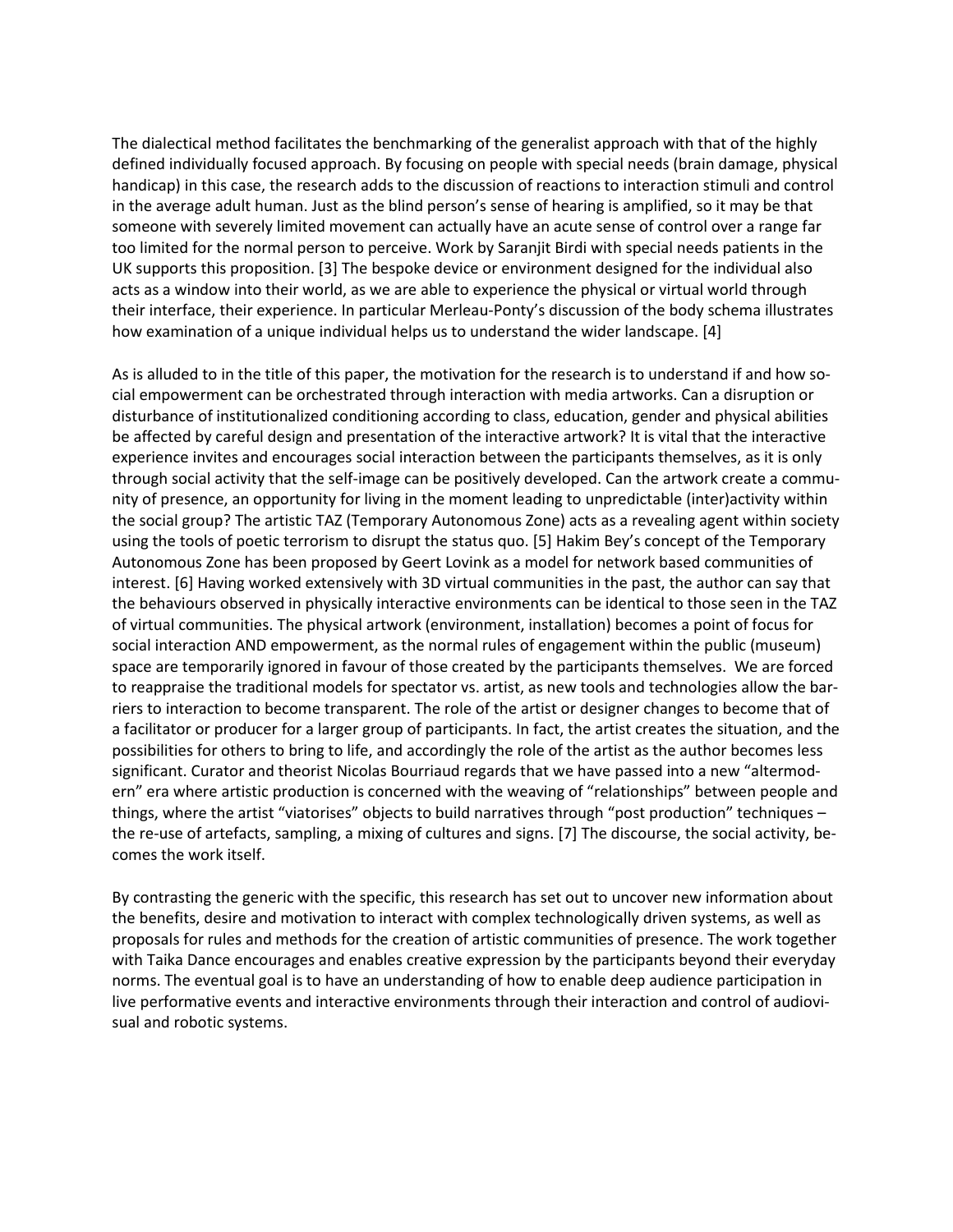The dialectical method facilitates the benchmarking of the generalist approach with that of the highly defined individually focused approach. By focusing on people with special needs (brain damage, physical handicap) in this case, the research adds to the discussion of reactions to interaction stimuli and control in the average adult human. Just as the blind person's sense of hearing is amplified, so it may be that someone with severely limited movement can actually have an acute sense of control over a range far too limited for the normal person to perceive. Work by Saranjit Birdi with special needs patients in the UK supports this proposition. [3] The bespoke device or environment designed for the individual also acts as a window into their world, as we are able to experience the physical or virtual world through their interface, their experience. In particular Merleau-Ponty's discussion of the body schema illustrates how examination of a unique individual helps us to understand the wider landscape. [4]

As is alluded to in the title of this paper, the motivation for the research is to understand if and how social empowerment can be orchestrated through interaction with media artworks. Can a disruption or disturbance of institutionalized conditioning according to class, education, gender and physical abilities be affected by careful design and presentation of the interactive artwork? It is vital that the interactive experience invites and encourages social interaction between the participants themselves, as it is only through social activity that the self-image can be positively developed. Can the artwork create a community of presence, an opportunity for living in the moment leading to unpredictable (inter)activity within the social group? The artistic TAZ (Temporary Autonomous Zone) acts as a revealing agent within society using the tools of poetic terrorism to disrupt the status quo. [5] Hakim Bey's concept of the Temporary Autonomous Zone has been proposed by Geert Lovink as a model for network based communities of interest. [6] Having worked extensively with 3D virtual communities in the past, the author can say that the behaviours observed in physically interactive environments can be identical to those seen in the TAZ of virtual communities. The physical artwork (environment, installation) becomes a point of focus for social interaction AND empowerment, as the normal rules of engagement within the public (museum) space are temporarily ignored in favour of those created by the participants themselves. We are forced to reappraise the traditional models for spectator vs. artist, as new tools and technologies allow the barriers to interaction to become transparent. The role of the artist or designer changes to become that of a facilitator or producer for a larger group of participants. In fact, the artist creates the situation, and the possibilities for others to bring to life, and accordingly the role of the artist as the author becomes less significant. Curator and theorist Nicolas Bourriaud regards that we have passed into a new "altermodern" era where artistic production is concerned with the weaving of "relationships" between people and things, where the artist "viatorises" objects to build narratives through "post production" techniques – the re-use of artefacts, sampling, a mixing of cultures and signs. [7] The discourse, the social activity, becomes the work itself.

By contrasting the generic with the specific, this research has set out to uncover new information about the benefits, desire and motivation to interact with complex technologically driven systems, as well as proposals for rules and methods for the creation of artistic communities of presence. The work together with Taika Dance encourages and enables creative expression by the participants beyond their everyday norms. The eventual goal is to have an understanding of how to enable deep audience participation in live performative events and interactive environments through their interaction and control of audiovisual and robotic systems.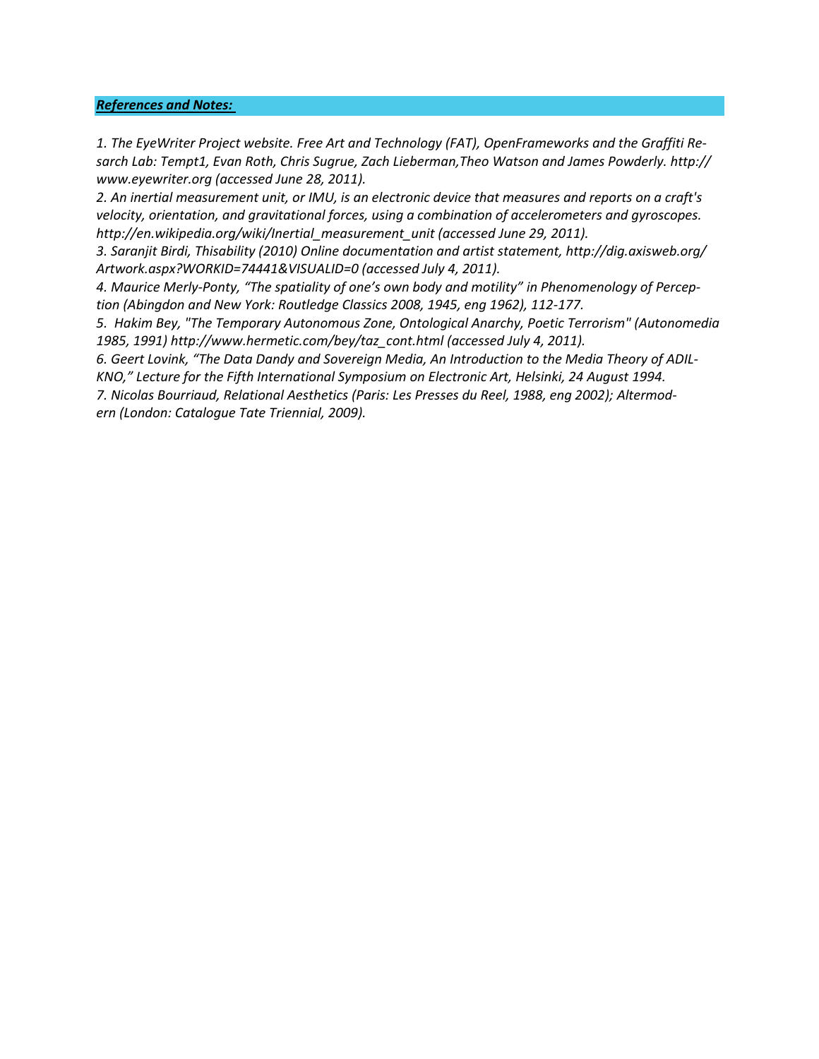***References and Notes:***

*1. The EyeWriter Project website. Free Art and Technology (FAT), OpenFrameworks and the Graffiti Resarch Lab: Tempt1, Evan Roth, Chris Sugrue, Zach Lieberman,Theo Watson and James Powderly. http://www.eyewriter.org (accessed June 28, 2011).*

*2. An inertial measurement unit, or IMU, is an electronic device that measures and reports on a craft's velocity, orientation, and gravitational forces, using a combination of accelerometers and gyroscopes. http://en.wikipedia.org/wiki/Inertial_measurement_unit (accessed June 29, 2011).*

*3. Saranjit Birdi, Thisability (2010) Online documentation and artist statement, http://dig.axisweb.org/Artwork.aspx?WORKID=74441&VISUALID=0 (accessed July 4, 2011).*

*4. Maurice Merly-Ponty, "The spatiality of one's own body and motility" in Phenomenology of Perception (Abingdon and New York: Routledge Classics 2008, 1945, eng 1962), 112-177.*

*5. Hakim Bey, "The Temporary Autonomous Zone, Ontological Anarchy, Poetic Terrorism" (Autonomedia 1985, 1991) http://www.hermetic.com/bey/taz_cont.html (accessed July 4, 2011).*

*6. Geert Lovink, "The Data Dandy and Sovereign Media, An Introduction to the Media Theory of ADILKNO," Lecture for the Fifth International Symposium on Electronic Art, Helsinki, 24 August 1994.*

*7. Nicolas Bourriaud, Relational Aesthetics (Paris: Les Presses du Reel, 1988, eng 2002); Altermodern (London: Catalogue Tate Triennial, 2009).*